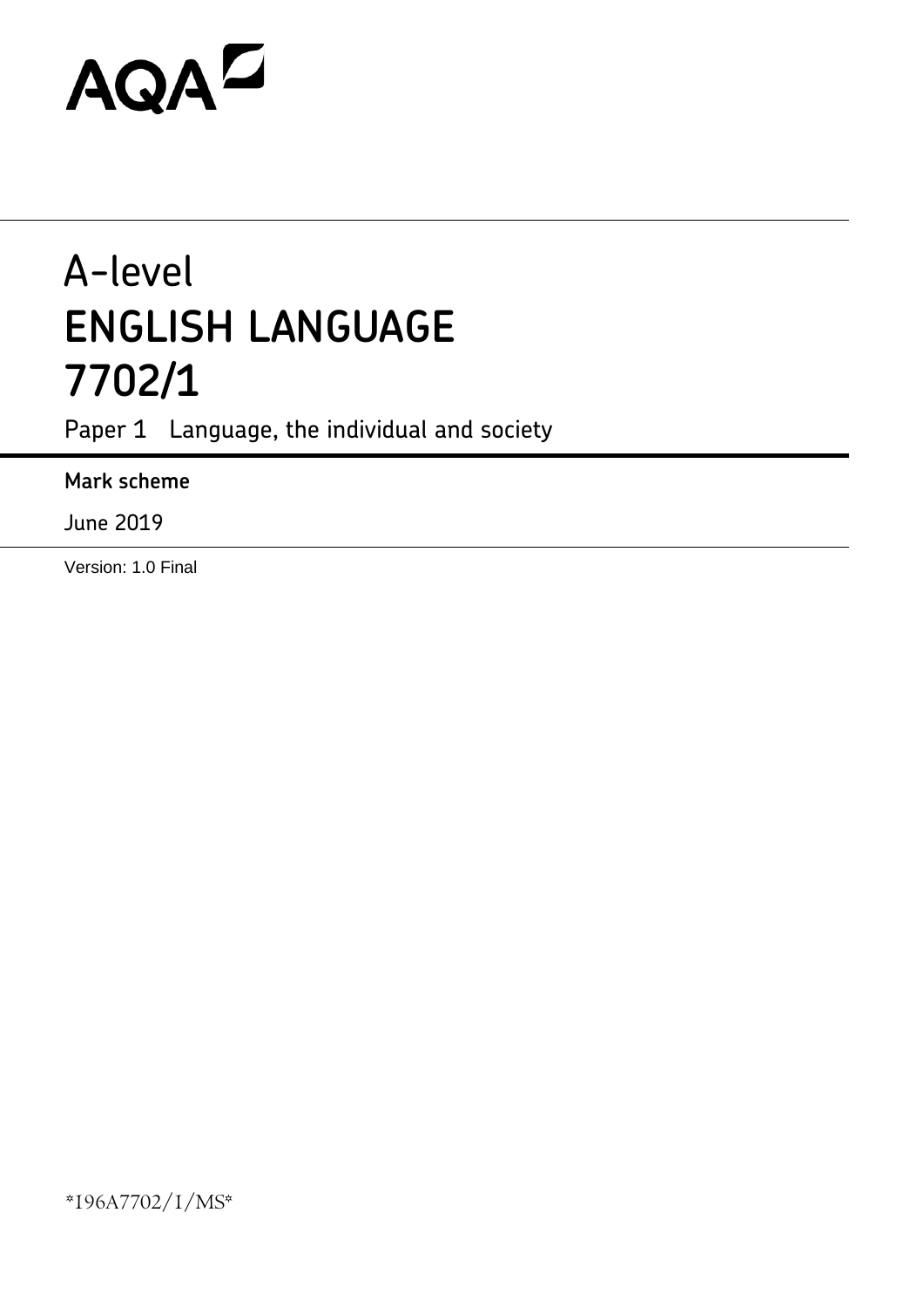AQA

# A-level
# ENGLISH LANGUAGE
# 7702/1

Paper 1 Language, the individual and society

**Mark scheme**

June 2019

Version: 1.0 Final

*196A7702/1/MS*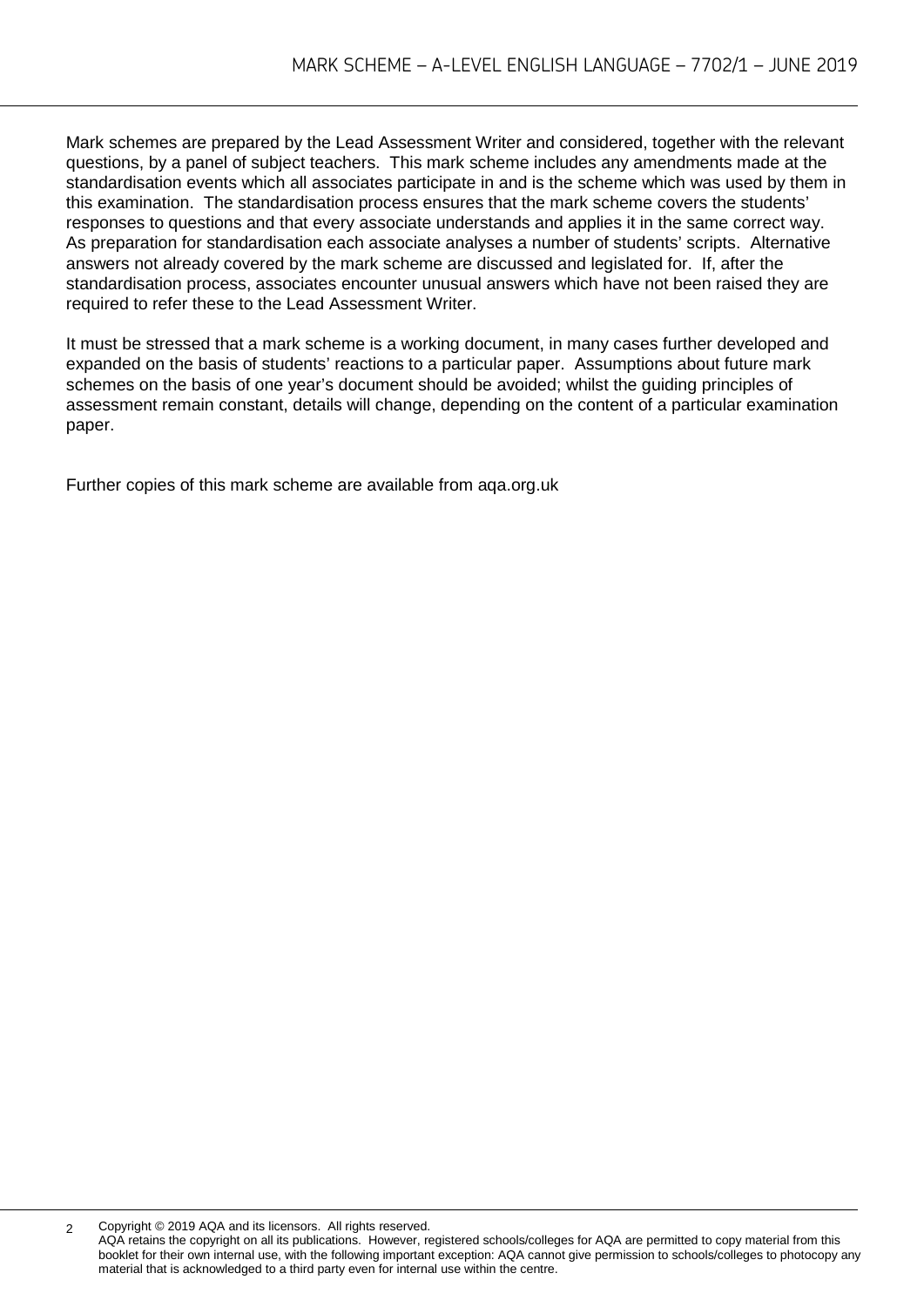Mark schemes are prepared by the Lead Assessment Writer and considered, together with the relevant questions, by a panel of subject teachers. This mark scheme includes any amendments made at the standardisation events which all associates participate in and is the scheme which was used by them in this examination. The standardisation process ensures that the mark scheme covers the students' responses to questions and that every associate understands and applies it in the same correct way. As preparation for standardisation each associate analyses a number of students' scripts. Alternative answers not already covered by the mark scheme are discussed and legislated for. If, after the standardisation process, associates encounter unusual answers which have not been raised they are required to refer these to the Lead Assessment Writer.

It must be stressed that a mark scheme is a working document, in many cases further developed and expanded on the basis of students' reactions to a particular paper. Assumptions about future mark schemes on the basis of one year's document should be avoided; whilst the guiding principles of assessment remain constant, details will change, depending on the content of a particular examination paper.

Further copies of this mark scheme are available from aqa.org.uk

Copyright © 2019 AQA and its licensors. All rights reserved.
AQA retains the copyright on all its publications. However, registered schools/colleges for AQA are permitted to copy material from this booklet for their own internal use, with the following important exception: AQA cannot give permission to schools/colleges to photocopy any material that is acknowledged to a third party even for internal use within the centre.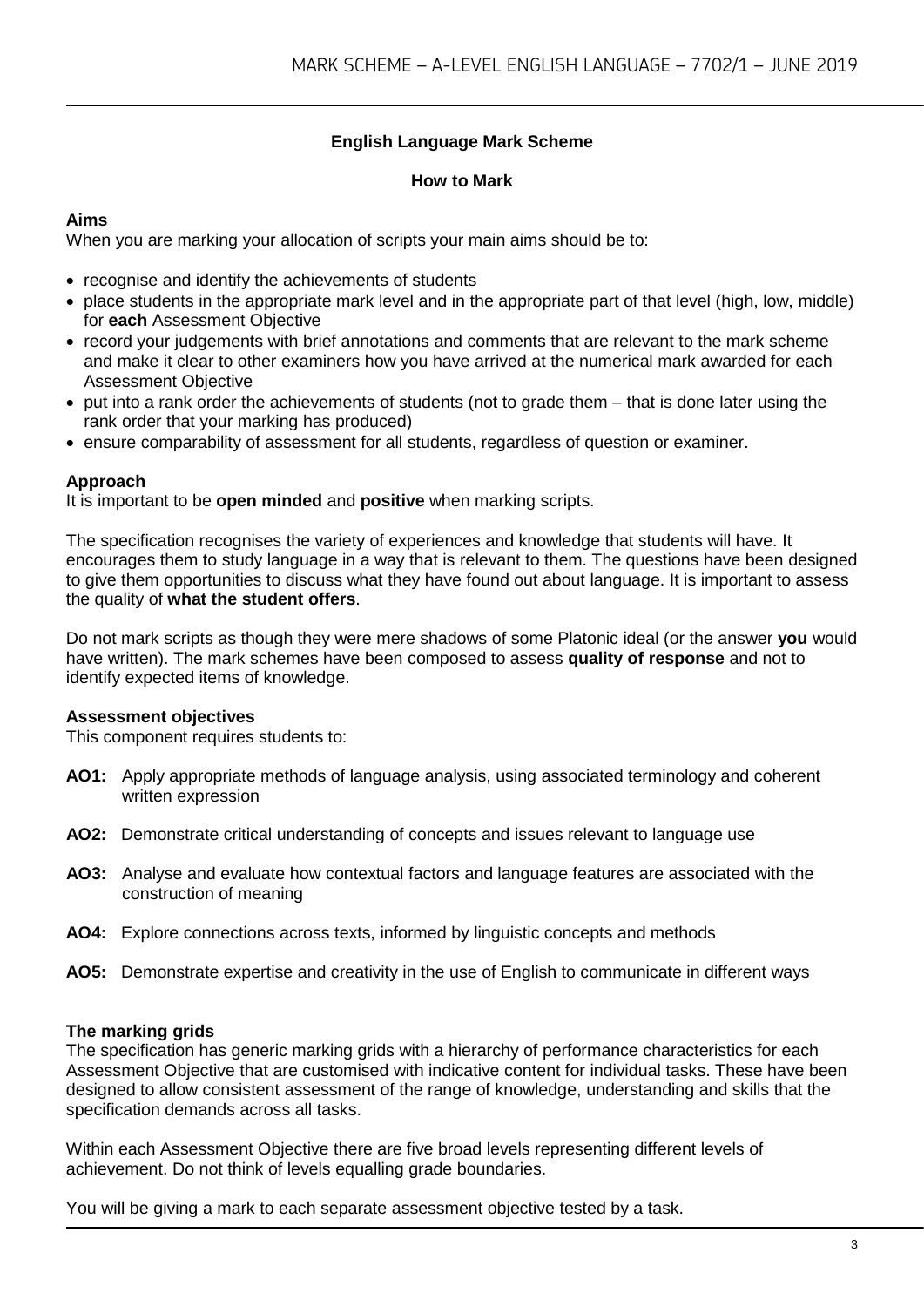## English Language Mark Scheme

### How to Mark

**Aims**
When you are marking your allocation of scripts your main aims should be to:

- recognise and identify the achievements of students
- place students in the appropriate mark level and in the appropriate part of that level (high, low, middle) for **each** Assessment Objective
- record your judgements with brief annotations and comments that are relevant to the mark scheme and make it clear to other examiners how you have arrived at the numerical mark awarded for each Assessment Objective
- put into a rank order the achievements of students (not to grade them – that is done later using the rank order that your marking has produced)
- ensure comparability of assessment for all students, regardless of question or examiner.

**Approach**
It is important to be **open minded** and **positive** when marking scripts.

The specification recognises the variety of experiences and knowledge that students will have. It encourages them to study language in a way that is relevant to them. The questions have been designed to give them opportunities to discuss what they have found out about language. It is important to assess the quality of **what the student offers**.

Do not mark scripts as though they were mere shadows of some Platonic ideal (or the answer **you** would have written). The mark schemes have been composed to assess **quality of response** and not to identify expected items of knowledge.

**Assessment objectives**
This component requires students to:

**AO1:** Apply appropriate methods of language analysis, using associated terminology and coherent written expression

**AO2:** Demonstrate critical understanding of concepts and issues relevant to language use

**AO3:** Analyse and evaluate how contextual factors and language features are associated with the construction of meaning

**AO4:** Explore connections across texts, informed by linguistic concepts and methods

**AO5:** Demonstrate expertise and creativity in the use of English to communicate in different ways

**The marking grids**
The specification has generic marking grids with a hierarchy of performance characteristics for each Assessment Objective that are customised with indicative content for individual tasks. These have been designed to allow consistent assessment of the range of knowledge, understanding and skills that the specification demands across all tasks.

Within each Assessment Objective there are five broad levels representing different levels of achievement. Do not think of levels equalling grade boundaries.

You will be giving a mark to each separate assessment objective tested by a task.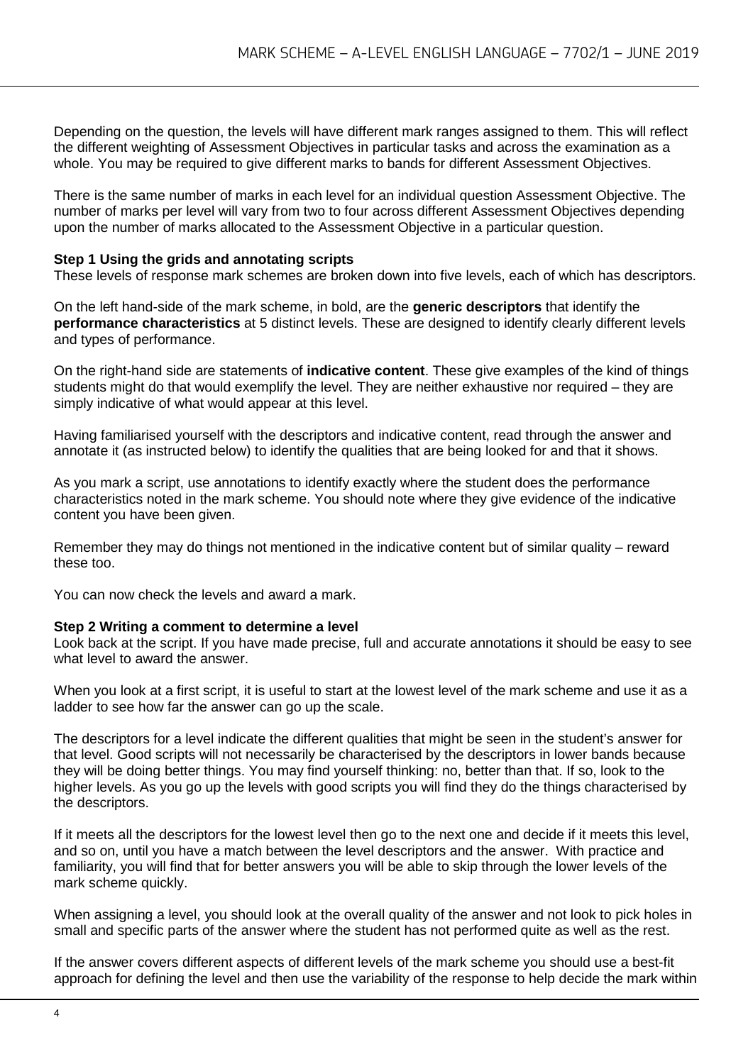Depending on the question, the levels will have different mark ranges assigned to them. This will reflect the different weighting of Assessment Objectives in particular tasks and across the examination as a whole. You may be required to give different marks to bands for different Assessment Objectives.

There is the same number of marks in each level for an individual question Assessment Objective. The number of marks per level will vary from two to four across different Assessment Objectives depending upon the number of marks allocated to the Assessment Objective in a particular question.

**Step 1 Using the grids and annotating scripts**
These levels of response mark schemes are broken down into five levels, each of which has descriptors.

On the left hand-side of the mark scheme, in bold, are the **generic descriptors** that identify the **performance characteristics** at 5 distinct levels. These are designed to identify clearly different levels and types of performance.

On the right-hand side are statements of **indicative content**. These give examples of the kind of things students might do that would exemplify the level. They are neither exhaustive nor required – they are simply indicative of what would appear at this level.

Having familiarised yourself with the descriptors and indicative content, read through the answer and annotate it (as instructed below) to identify the qualities that are being looked for and that it shows.

As you mark a script, use annotations to identify exactly where the student does the performance characteristics noted in the mark scheme. You should note where they give evidence of the indicative content you have been given.

Remember they may do things not mentioned in the indicative content but of similar quality – reward these too.

You can now check the levels and award a mark.

**Step 2 Writing a comment to determine a level**
Look back at the script. If you have made precise, full and accurate annotations it should be easy to see what level to award the answer.

When you look at a first script, it is useful to start at the lowest level of the mark scheme and use it as a ladder to see how far the answer can go up the scale.

The descriptors for a level indicate the different qualities that might be seen in the student's answer for that level. Good scripts will not necessarily be characterised by the descriptors in lower bands because they will be doing better things. You may find yourself thinking: no, better than that. If so, look to the higher levels. As you go up the levels with good scripts you will find they do the things characterised by the descriptors.

If it meets all the descriptors for the lowest level then go to the next one and decide if it meets this level, and so on, until you have a match between the level descriptors and the answer. With practice and familiarity, you will find that for better answers you will be able to skip through the lower levels of the mark scheme quickly.

When assigning a level, you should look at the overall quality of the answer and not look to pick holes in small and specific parts of the answer where the student has not performed quite as well as the rest.

If the answer covers different aspects of different levels of the mark scheme you should use a best-fit approach for defining the level and then use the variability of the response to help decide the mark within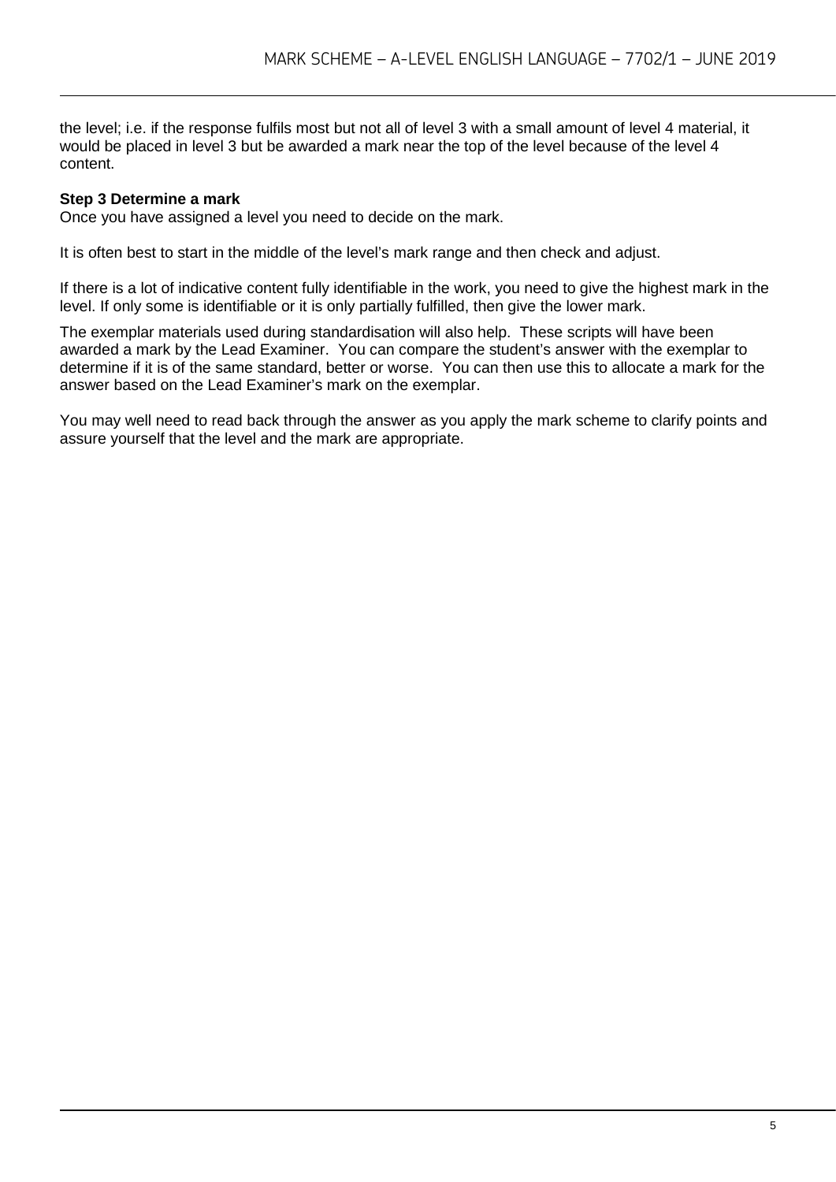the level; i.e. if the response fulfils most but not all of level 3 with a small amount of level 4 material, it would be placed in level 3 but be awarded a mark near the top of the level because of the level 4 content.

**Step 3 Determine a mark**

Once you have assigned a level you need to decide on the mark.

It is often best to start in the middle of the level's mark range and then check and adjust.

If there is a lot of indicative content fully identifiable in the work, you need to give the highest mark in the level. If only some is identifiable or it is only partially fulfilled, then give the lower mark.

The exemplar materials used during standardisation will also help. These scripts will have been awarded a mark by the Lead Examiner. You can compare the student's answer with the exemplar to determine if it is of the same standard, better or worse. You can then use this to allocate a mark for the answer based on the Lead Examiner's mark on the exemplar.

You may well need to read back through the answer as you apply the mark scheme to clarify points and assure yourself that the level and the mark are appropriate.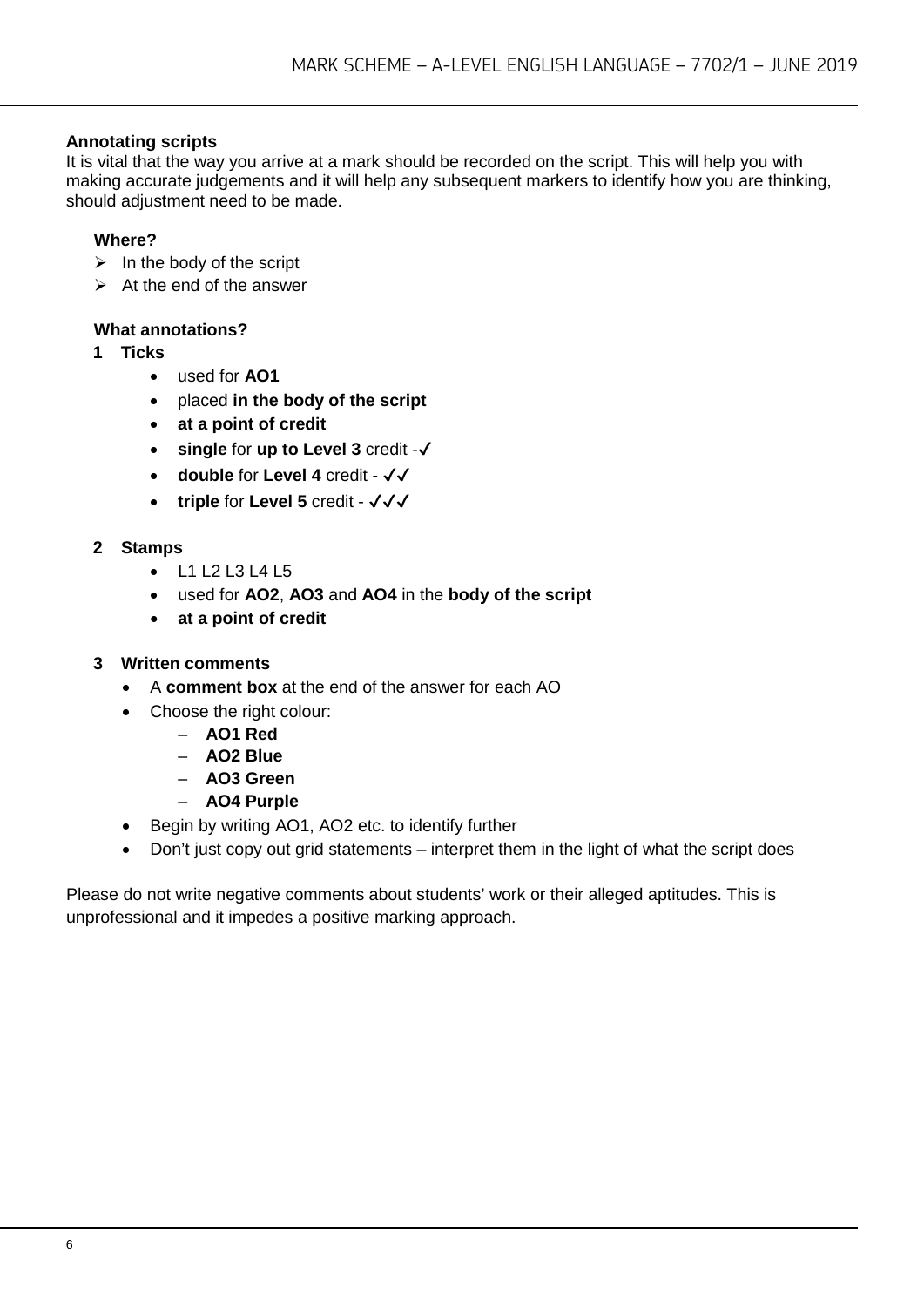**Annotating scripts**

It is vital that the way you arrive at a mark should be recorded on the script. This will help you with making accurate judgements and it will help any subsequent markers to identify how you are thinking, should adjustment need to be made.

**Where?**

- In the body of the script
- At the end of the answer

**What annotations?**

**1 Ticks**

- used for **AO1**
- placed **in the body of the script**
- **at a point of credit**
- **single** for **up to Level 3** credit -✓
- **double** for **Level 4** credit - ✓✓
- **triple** for **Level 5** credit - ✓✓✓

**2 Stamps**

- L1 L2 L3 L4 L5
- used for **AO2**, **AO3** and **AO4** in the **body of the script**
- **at a point of credit**

**3 Written comments**

- A **comment box** at the end of the answer for each AO
- Choose the right colour:
  - **AO1 Red**
  - **AO2 Blue**
  - **AO3 Green**
  - **AO4 Purple**
- Begin by writing AO1, AO2 etc. to identify further
- Don't just copy out grid statements – interpret them in the light of what the script does

Please do not write negative comments about students' work or their alleged aptitudes. This is unprofessional and it impedes a positive marking approach.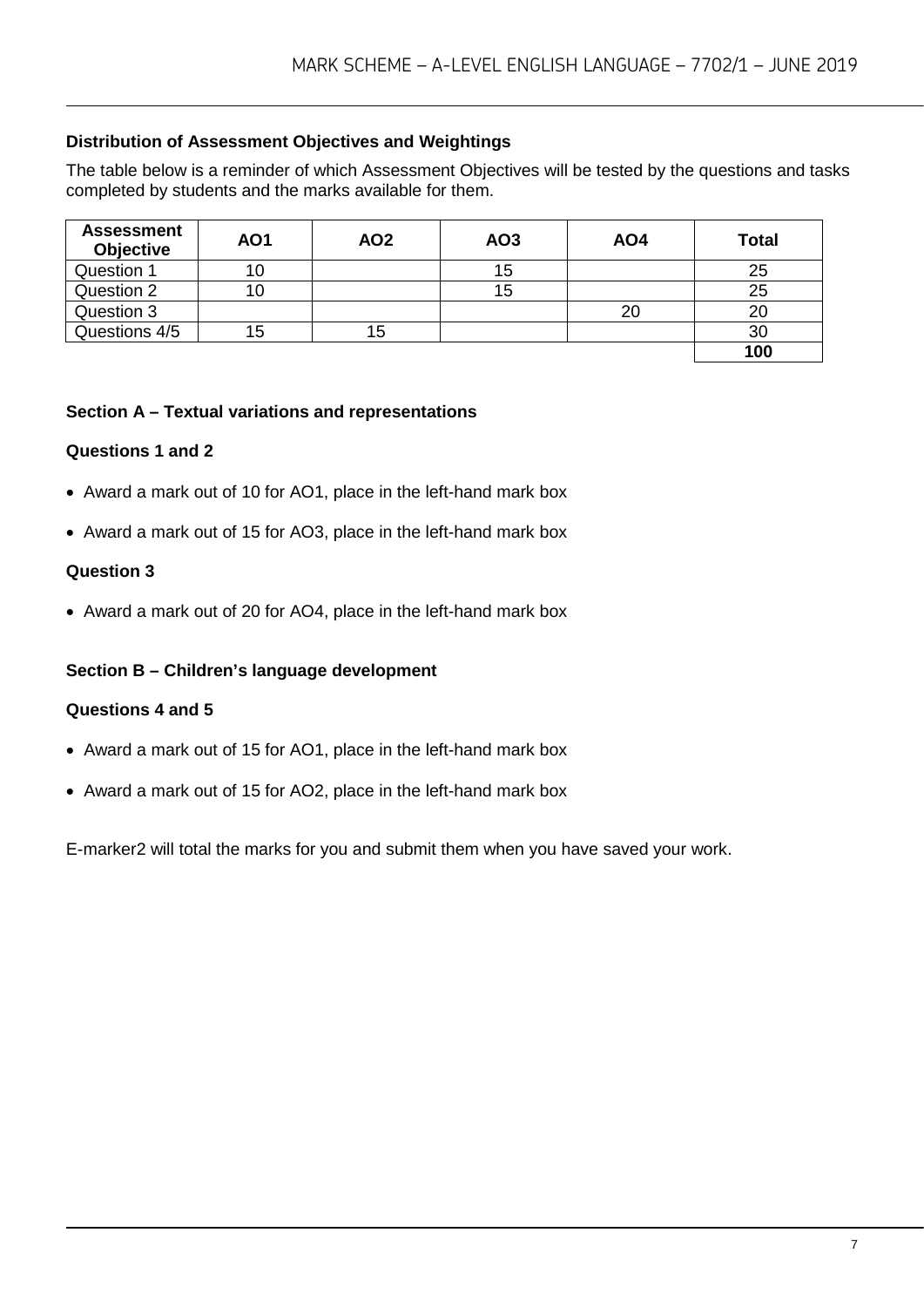### Distribution of Assessment Objectives and Weightings

The table below is a reminder of which Assessment Objectives will be tested by the questions and tasks completed by students and the marks available for them.

| Assessment Objective | AO1 | AO2 | AO3 | AO4 | Total |
|---|---|---|---|---|---|
| Question 1 | 10 | | 15 | | 25 |
| Question 2 | 10 | | 15 | | 25 |
| Question 3 | | | | 20 | 20 |
| Questions 4/5 | 15 | 15 | | | 30 |
| | | | | | **100** |

### Section A – Textual variations and representations

**Questions 1 and 2**

- Award a mark out of 10 for AO1, place in the left-hand mark box
- Award a mark out of 15 for AO3, place in the left-hand mark box

**Question 3**

- Award a mark out of 20 for AO4, place in the left-hand mark box

### Section B – Children's language development

**Questions 4 and 5**

- Award a mark out of 15 for AO1, place in the left-hand mark box
- Award a mark out of 15 for AO2, place in the left-hand mark box

E-marker2 will total the marks for you and submit them when you have saved your work.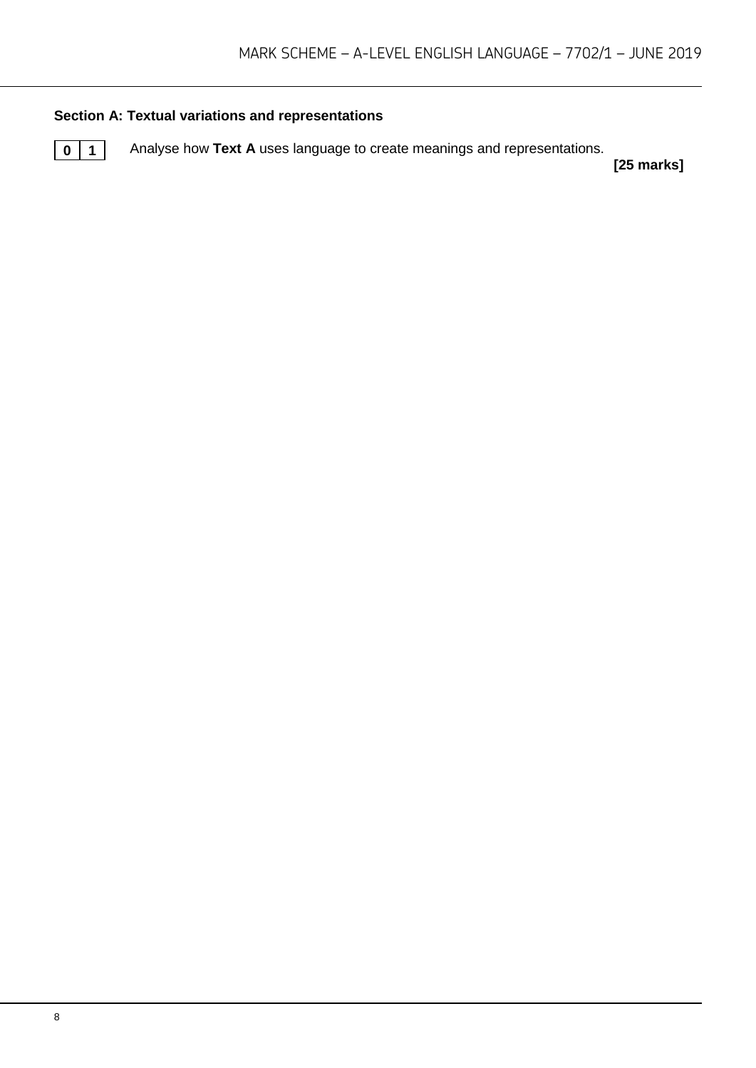## Section A: Textual variations and representations

**0 1** Analyse how **Text A** uses language to create meanings and representations.

**[25 marks]**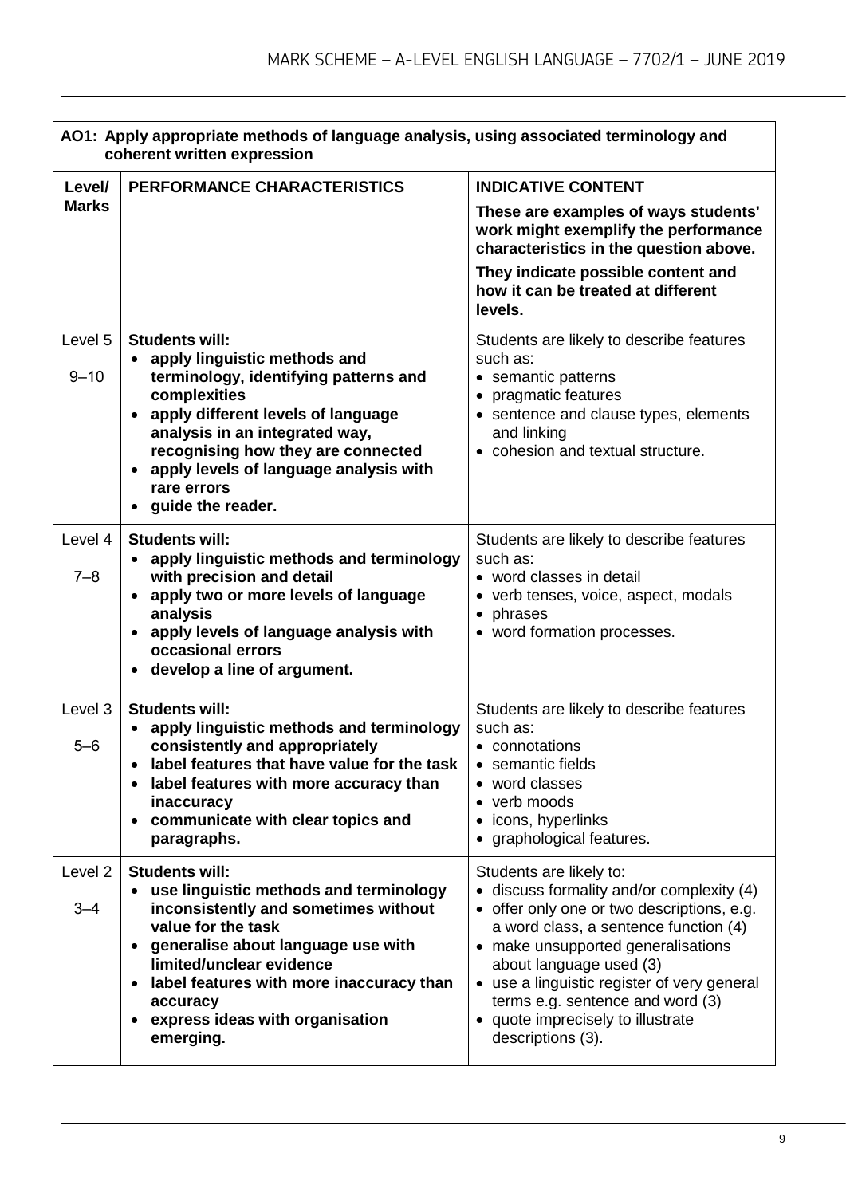| AO1: Apply appropriate methods of language analysis, using associated terminology and coherent written expression | | |
|---|---|---|
| **Level/ Marks** | **PERFORMANCE CHARACTERISTICS** | **INDICATIVE CONTENT**<br>**These are examples of ways students' work might exemplify the performance characteristics in the question above.**<br>**They indicate possible content and how it can be treated at different levels.** |
| Level 5<br>9–10 | **Students will:**<br>• **apply linguistic methods and terminology, identifying patterns and complexities**<br>• **apply different levels of language analysis in an integrated way, recognising how they are connected**<br>• **apply levels of language analysis with rare errors**<br>• **guide the reader.** | Students are likely to describe features such as:<br>• semantic patterns<br>• pragmatic features<br>• sentence and clause types, elements and linking<br>• cohesion and textual structure. |
| Level 4<br>7–8 | **Students will:**<br>• **apply linguistic methods and terminology with precision and detail**<br>• **apply two or more levels of language analysis**<br>• **apply levels of language analysis with occasional errors**<br>• **develop a line of argument.** | Students are likely to describe features such as:<br>• word classes in detail<br>• verb tenses, voice, aspect, modals<br>• phrases<br>• word formation processes. |
| Level 3<br>5–6 | **Students will:**<br>• **apply linguistic methods and terminology consistently and appropriately**<br>• **label features that have value for the task**<br>• **label features with more accuracy than inaccuracy**<br>• **communicate with clear topics and paragraphs.** | Students are likely to describe features such as:<br>• connotations<br>• semantic fields<br>• word classes<br>• verb moods<br>• icons, hyperlinks<br>• graphological features. |
| Level 2<br>3–4 | **Students will:**<br>• **use linguistic methods and terminology inconsistently and sometimes without value for the task**<br>• **generalise about language use with limited/unclear evidence**<br>• **label features with more inaccuracy than accuracy**<br>• **express ideas with organisation emerging.** | Students are likely to:<br>• discuss formality and/or complexity (4)<br>• offer only one or two descriptions, e.g. a word class, a sentence function (4)<br>• make unsupported generalisations about language used (3)<br>• use a linguistic register of very general terms e.g. sentence and word (3)<br>• quote imprecisely to illustrate descriptions (3). |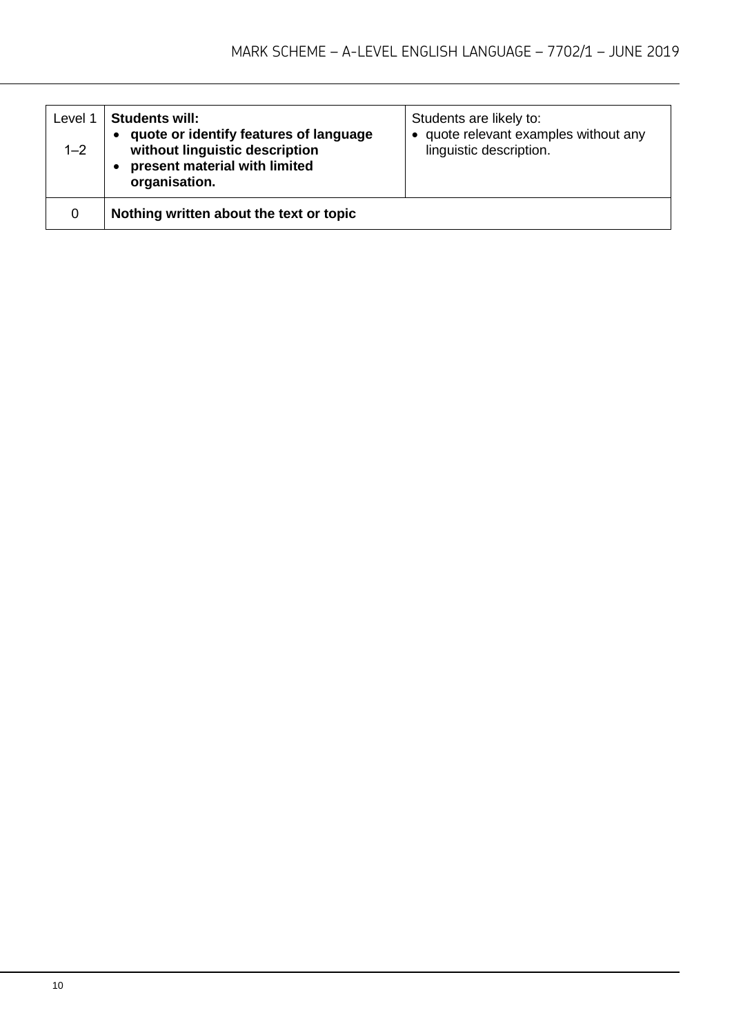| Level 1<br><br>1–2 | **Students will:**<br>• **quote or identify features of language without linguistic description**<br>• **present material with limited organisation.** | Students are likely to:<br>• quote relevant examples without any linguistic description. |
|---|---|---|
| 0 | **Nothing written about the text or topic** | |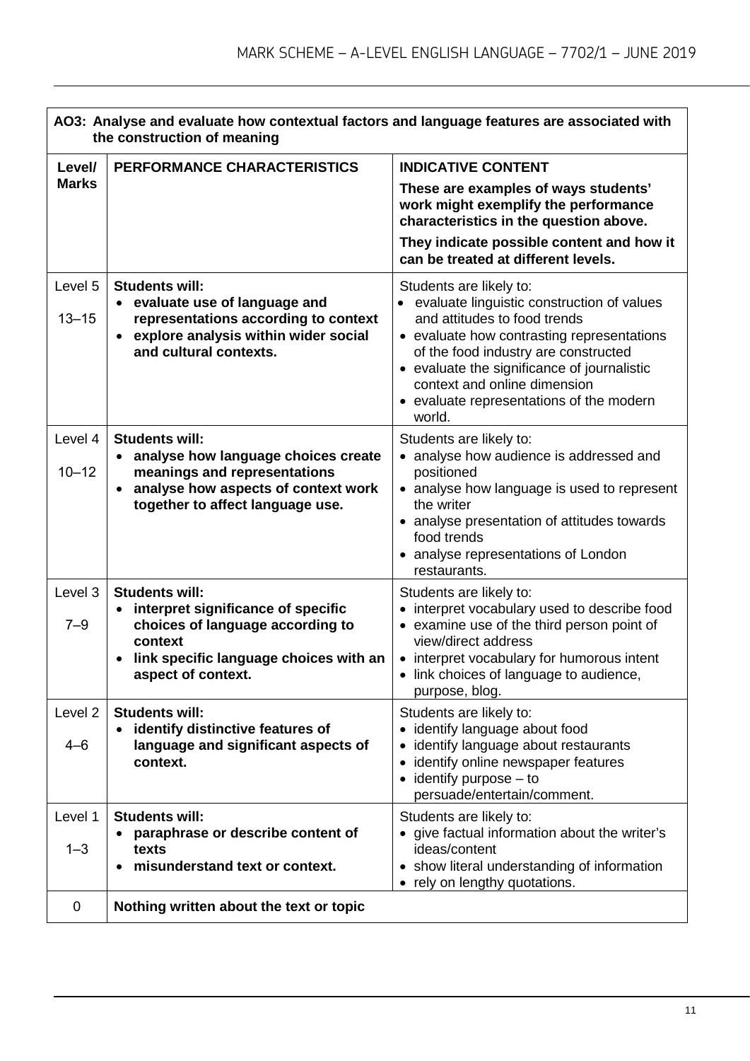| AO3: Analyse and evaluate how contextual factors and language features are associated with the construction of meaning | | |
|---|---|---|
| **Level/ Marks** | **PERFORMANCE CHARACTERISTICS** | **INDICATIVE CONTENT**<br>**These are examples of ways students' work might exemplify the performance characteristics in the question above.**<br>**They indicate possible content and how it can be treated at different levels.** |
| Level 5<br>13–15 | **Students will:**<br>• **evaluate use of language and representations according to context**<br>• **explore analysis within wider social and cultural contexts.** | Students are likely to:<br>• evaluate linguistic construction of values and attitudes to food trends<br>• evaluate how contrasting representations of the food industry are constructed<br>• evaluate the significance of journalistic context and online dimension<br>• evaluate representations of the modern world. |
| Level 4<br>10–12 | **Students will:**<br>• **analyse how language choices create meanings and representations**<br>• **analyse how aspects of context work together to affect language use.** | Students are likely to:<br>• analyse how audience is addressed and positioned<br>• analyse how language is used to represent the writer<br>• analyse presentation of attitudes towards food trends<br>• analyse representations of London restaurants. |
| Level 3<br>7–9 | **Students will:**<br>• **interpret significance of specific choices of language according to context**<br>• **link specific language choices with an aspect of context.** | Students are likely to:<br>• interpret vocabulary used to describe food<br>• examine use of the third person point of view/direct address<br>• interpret vocabulary for humorous intent<br>• link choices of language to audience, purpose, blog. |
| Level 2<br>4–6 | **Students will:**<br>• **identify distinctive features of language and significant aspects of context.** | Students are likely to:<br>• identify language about food<br>• identify language about restaurants<br>• identify online newspaper features<br>• identify purpose – to persuade/entertain/comment. |
| Level 1<br>1–3 | **Students will:**<br>• **paraphrase or describe content of texts**<br>• **misunderstand text or context.** | Students are likely to:<br>• give factual information about the writer's ideas/content<br>• show literal understanding of information<br>• rely on lengthy quotations. |
| 0 | **Nothing written about the text or topic** | |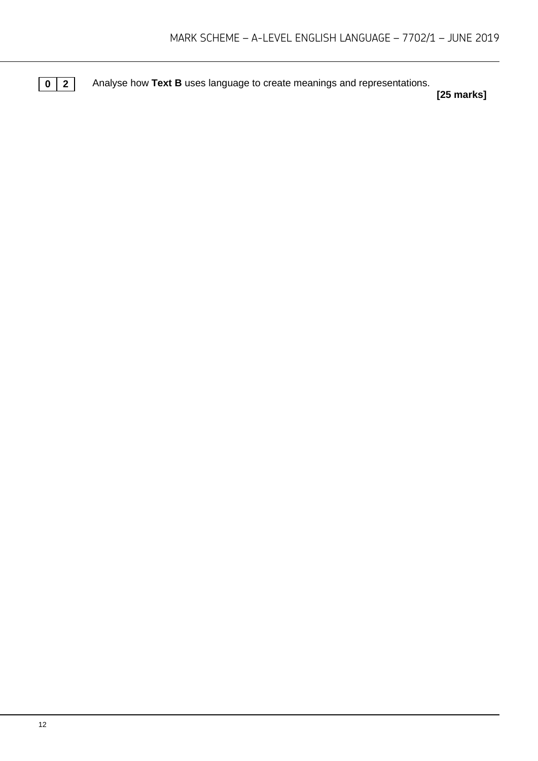**0 2** Analyse how **Text B** uses language to create meanings and representations.

**[25 marks]**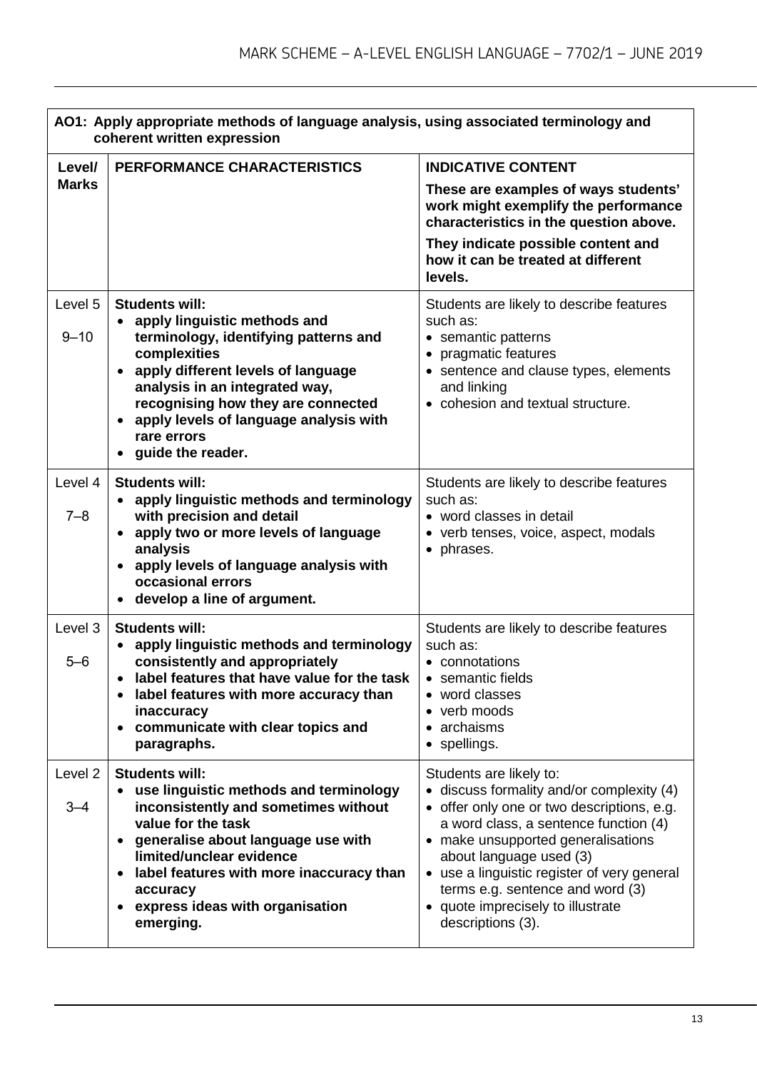| **AO1: Apply appropriate methods of language analysis, using associated terminology and coherent written expression** | | |
|---|---|---|
| **Level/ Marks** | **PERFORMANCE CHARACTERISTICS** | **INDICATIVE CONTENT**<br>**These are examples of ways students' work might exemplify the performance characteristics in the question above.**<br>**They indicate possible content and how it can be treated at different levels.** |
| Level 5<br>9–10 | **Students will:**<br>• **apply linguistic methods and terminology, identifying patterns and complexities**<br>• **apply different levels of language analysis in an integrated way, recognising how they are connected**<br>• **apply levels of language analysis with rare errors**<br>• **guide the reader.** | Students are likely to describe features such as:<br>• semantic patterns<br>• pragmatic features<br>• sentence and clause types, elements and linking<br>• cohesion and textual structure. |
| Level 4<br>7–8 | **Students will:**<br>• **apply linguistic methods and terminology with precision and detail**<br>• **apply two or more levels of language analysis**<br>• **apply levels of language analysis with occasional errors**<br>• **develop a line of argument.** | Students are likely to describe features such as:<br>• word classes in detail<br>• verb tenses, voice, aspect, modals<br>• phrases. |
| Level 3<br>5–6 | **Students will:**<br>• **apply linguistic methods and terminology consistently and appropriately**<br>• **label features that have value for the task**<br>• **label features with more accuracy than inaccuracy**<br>• **communicate with clear topics and paragraphs.** | Students are likely to describe features such as:<br>• connotations<br>• semantic fields<br>• word classes<br>• verb moods<br>• archaisms<br>• spellings. |
| Level 2<br>3–4 | **Students will:**<br>• **use linguistic methods and terminology inconsistently and sometimes without value for the task**<br>• **generalise about language use with limited/unclear evidence**<br>• **label features with more inaccuracy than accuracy**<br>• **express ideas with organisation emerging.** | Students are likely to:<br>• discuss formality and/or complexity (4)<br>• offer only one or two descriptions, e.g. a word class, a sentence function (4)<br>• make unsupported generalisations about language used (3)<br>• use a linguistic register of very general terms e.g. sentence and word (3)<br>• quote imprecisely to illustrate descriptions (3). |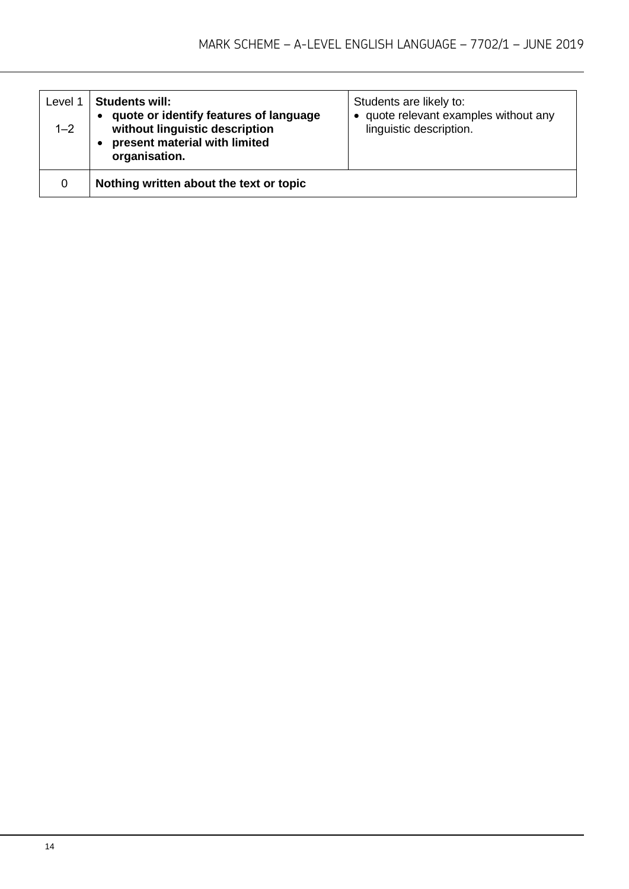| | | |
|---|---|---|
| Level 1<br><br>1–2 | **Students will:**<br>• **quote or identify features of language without linguistic description**<br>• **present material with limited organisation.** | Students are likely to:<br>• quote relevant examples without any linguistic description. |
| 0 | **Nothing written about the text or topic** | |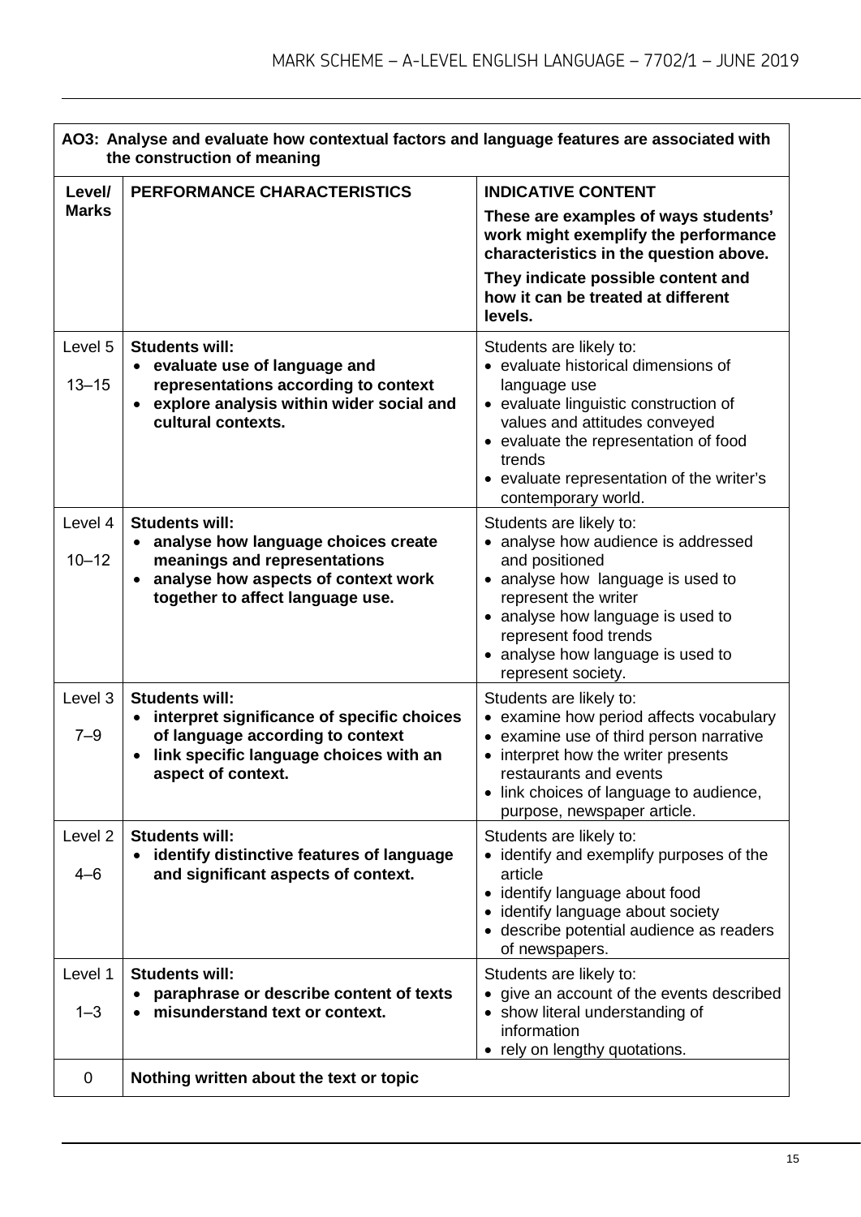| AO3: Analyse and evaluate how contextual factors and language features are associated with the construction of meaning | | |
|---|---|---|
| **Level/ Marks** | **PERFORMANCE CHARACTERISTICS** | **INDICATIVE CONTENT**<br>**These are examples of ways students' work might exemplify the performance characteristics in the question above.**<br>**They indicate possible content and how it can be treated at different levels.** |
| Level 5<br>13–15 | **Students will:**<br>• **evaluate use of language and representations according to context**<br>• **explore analysis within wider social and cultural contexts.** | Students are likely to:<br>• evaluate historical dimensions of language use<br>• evaluate linguistic construction of values and attitudes conveyed<br>• evaluate the representation of food trends<br>• evaluate representation of the writer's contemporary world. |
| Level 4<br>10–12 | **Students will:**<br>• **analyse how language choices create meanings and representations**<br>• **analyse how aspects of context work together to affect language use.** | Students are likely to:<br>• analyse how audience is addressed and positioned<br>• analyse how language is used to represent the writer<br>• analyse how language is used to represent food trends<br>• analyse how language is used to represent society. |
| Level 3<br>7–9 | **Students will:**<br>• **interpret significance of specific choices of language according to context**<br>• **link specific language choices with an aspect of context.** | Students are likely to:<br>• examine how period affects vocabulary<br>• examine use of third person narrative<br>• interpret how the writer presents restaurants and events<br>• link choices of language to audience, purpose, newspaper article. |
| Level 2<br>4–6 | **Students will:**<br>• **identify distinctive features of language and significant aspects of context.** | Students are likely to:<br>• identify and exemplify purposes of the article<br>• identify language about food<br>• identify language about society<br>• describe potential audience as readers of newspapers. |
| Level 1<br>1–3 | **Students will:**<br>• **paraphrase or describe content of texts**<br>• **misunderstand text or context.** | Students are likely to:<br>• give an account of the events described<br>• show literal understanding of information<br>• rely on lengthy quotations. |
| 0 | **Nothing written about the text or topic** | |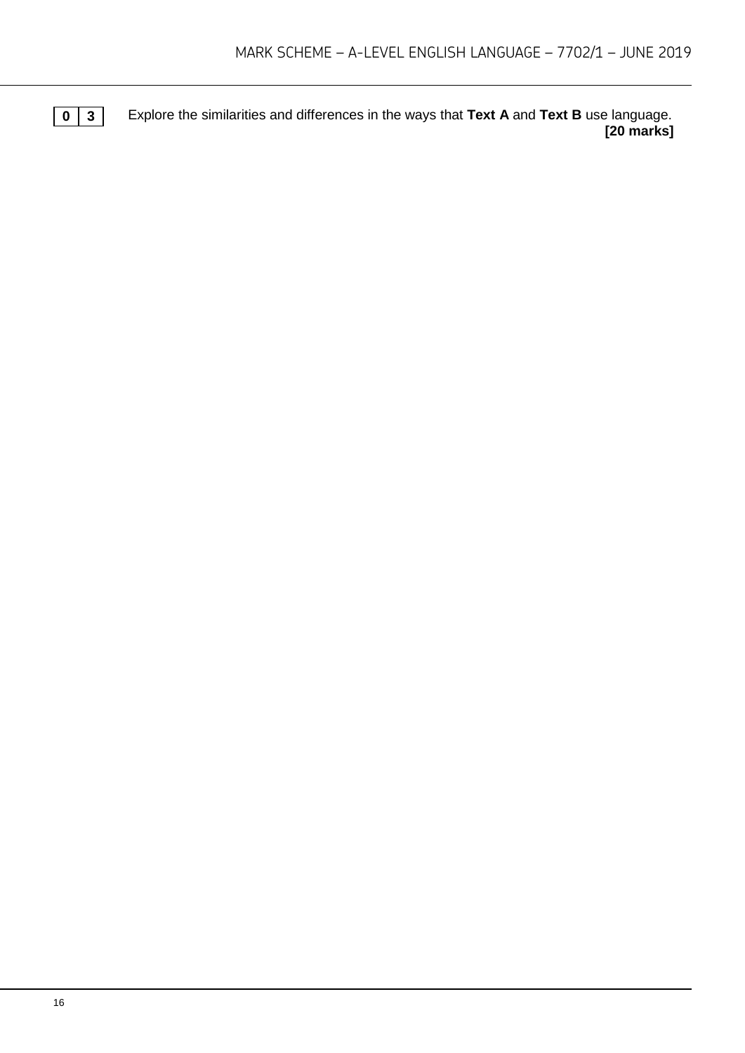**0 3** Explore the similarities and differences in the ways that **Text A** and **Text B** use language.

**[20 marks]**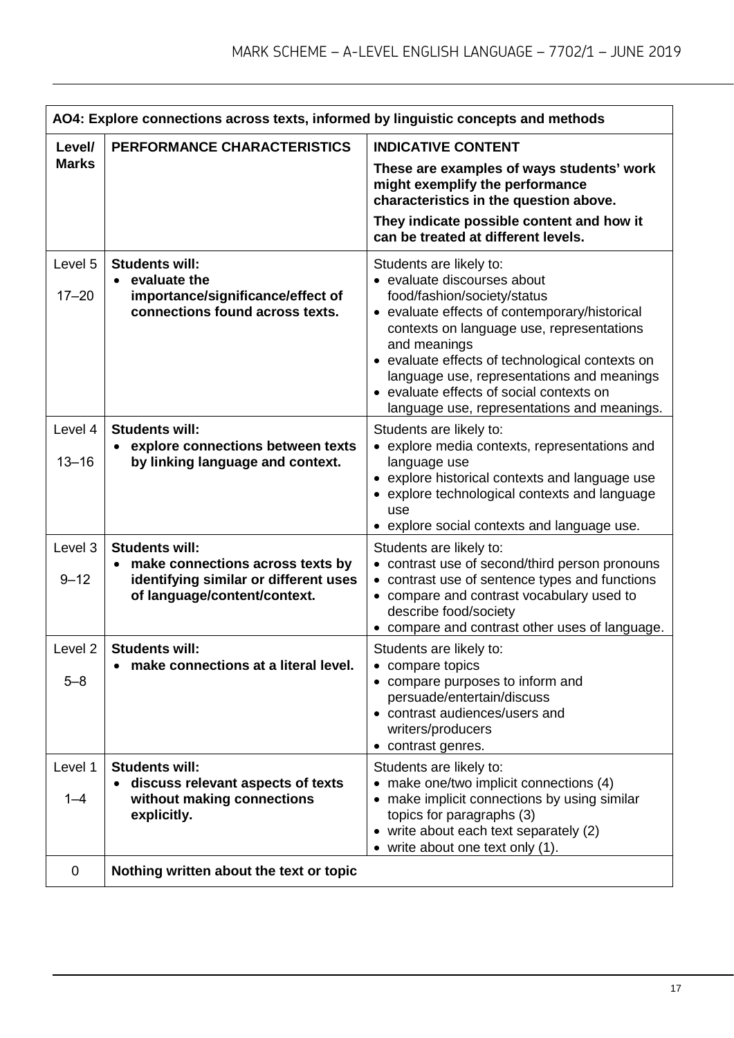| AO4: Explore connections across texts, informed by linguistic concepts and methods | | |
|---|---|---|
| **Level/ Marks** | **PERFORMANCE CHARACTERISTICS** | **INDICATIVE CONTENT**<br>**These are examples of ways students' work might exemplify the performance characteristics in the question above.**<br>**They indicate possible content and how it can be treated at different levels.** |
| Level 5<br>17–20 | **Students will:**<br>• **evaluate the importance/significance/effect of connections found across texts.** | Students are likely to:<br>• evaluate discourses about food/fashion/society/status<br>• evaluate effects of contemporary/historical contexts on language use, representations and meanings<br>• evaluate effects of technological contexts on language use, representations and meanings<br>• evaluate effects of social contexts on language use, representations and meanings. |
| Level 4<br>13–16 | **Students will:**<br>• **explore connections between texts by linking language and context.** | Students are likely to:<br>• explore media contexts, representations and language use<br>• explore historical contexts and language use<br>• explore technological contexts and language use<br>• explore social contexts and language use. |
| Level 3<br>9–12 | **Students will:**<br>• **make connections across texts by identifying similar or different uses of language/content/context.** | Students are likely to:<br>• contrast use of second/third person pronouns<br>• contrast use of sentence types and functions<br>• compare and contrast vocabulary used to describe food/society<br>• compare and contrast other uses of language. |
| Level 2<br>5–8 | **Students will:**<br>• **make connections at a literal level.** | Students are likely to:<br>• compare topics<br>• compare purposes to inform and persuade/entertain/discuss<br>• contrast audiences/users and writers/producers<br>• contrast genres. |
| Level 1<br>1–4 | **Students will:**<br>• **discuss relevant aspects of texts without making connections explicitly.** | Students are likely to:<br>• make one/two implicit connections (4)<br>• make implicit connections by using similar topics for paragraphs (3)<br>• write about each text separately (2)<br>• write about one text only (1). |
| 0 | **Nothing written about the text or topic** | |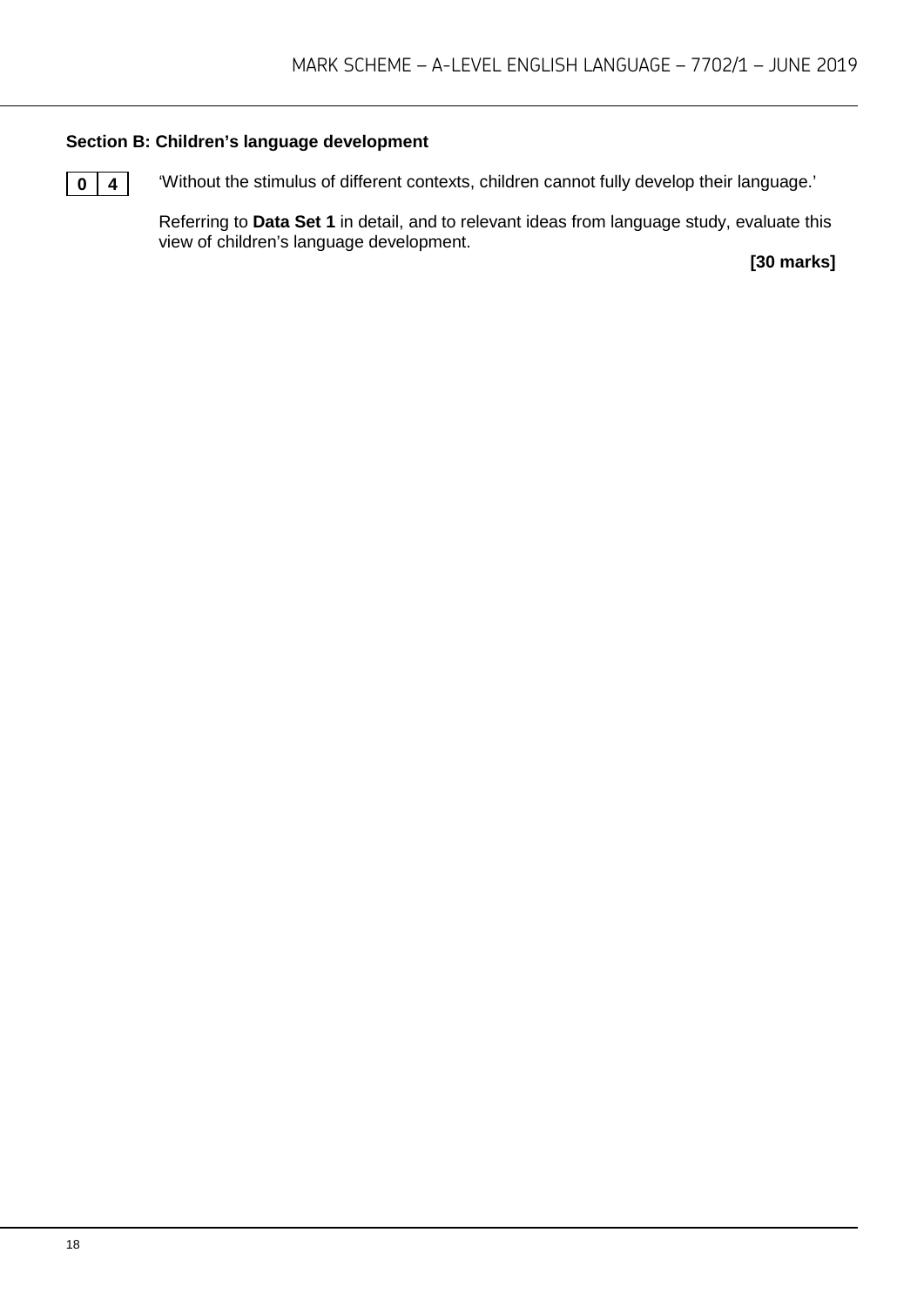### Section B: Children's language development

**0 4** 'Without the stimulus of different contexts, children cannot fully develop their language.'

Referring to **Data Set 1** in detail, and to relevant ideas from language study, evaluate this view of children's language development.

**[30 marks]**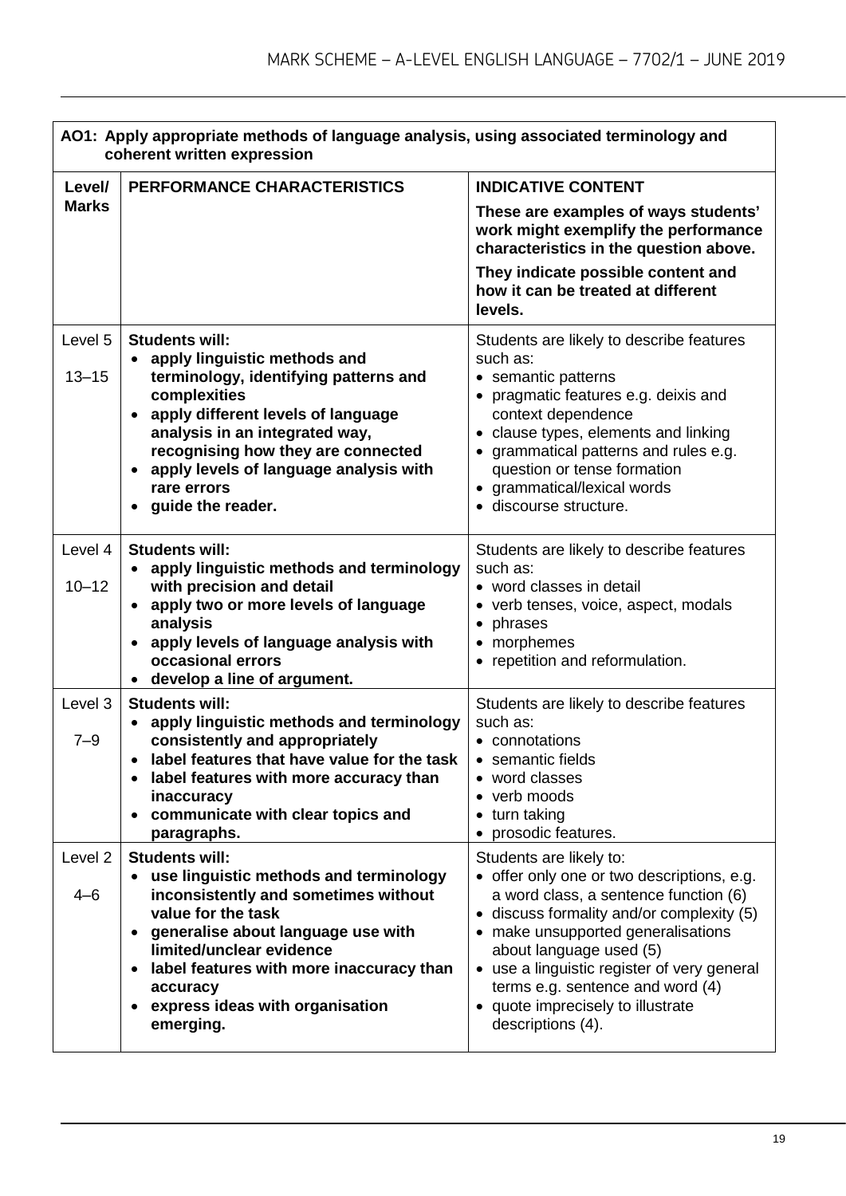| AO1: Apply appropriate methods of language analysis, using associated terminology and coherent written expression | | |
|---|---|---|
| **Level/ Marks** | **PERFORMANCE CHARACTERISTICS** | **INDICATIVE CONTENT**<br>**These are examples of ways students' work might exemplify the performance characteristics in the question above.**<br>**They indicate possible content and how it can be treated at different levels.** |
| Level 5<br>13–15 | **Students will:**<br>• **apply linguistic methods and terminology, identifying patterns and complexities**<br>• **apply different levels of language analysis in an integrated way, recognising how they are connected**<br>• **apply levels of language analysis with rare errors**<br>• **guide the reader.** | Students are likely to describe features such as:<br>• semantic patterns<br>• pragmatic features e.g. deixis and context dependence<br>• clause types, elements and linking<br>• grammatical patterns and rules e.g. question or tense formation<br>• grammatical/lexical words<br>• discourse structure. |
| Level 4<br>10–12 | **Students will:**<br>• **apply linguistic methods and terminology with precision and detail**<br>• **apply two or more levels of language analysis**<br>• **apply levels of language analysis with occasional errors**<br>• **develop a line of argument.** | Students are likely to describe features such as:<br>• word classes in detail<br>• verb tenses, voice, aspect, modals<br>• phrases<br>• morphemes<br>• repetition and reformulation. |
| Level 3<br>7–9 | **Students will:**<br>• **apply linguistic methods and terminology consistently and appropriately**<br>• **label features that have value for the task**<br>• **label features with more accuracy than inaccuracy**<br>• **communicate with clear topics and paragraphs.** | Students are likely to describe features such as:<br>• connotations<br>• semantic fields<br>• word classes<br>• verb moods<br>• turn taking<br>• prosodic features. |
| Level 2<br>4–6 | **Students will:**<br>• **use linguistic methods and terminology inconsistently and sometimes without value for the task**<br>• **generalise about language use with limited/unclear evidence**<br>• **label features with more inaccuracy than accuracy**<br>• **express ideas with organisation emerging.** | Students are likely to:<br>• offer only one or two descriptions, e.g. a word class, a sentence function (6)<br>• discuss formality and/or complexity (5)<br>• make unsupported generalisations about language used (5)<br>• use a linguistic register of very general terms e.g. sentence and word (4)<br>• quote imprecisely to illustrate descriptions (4). |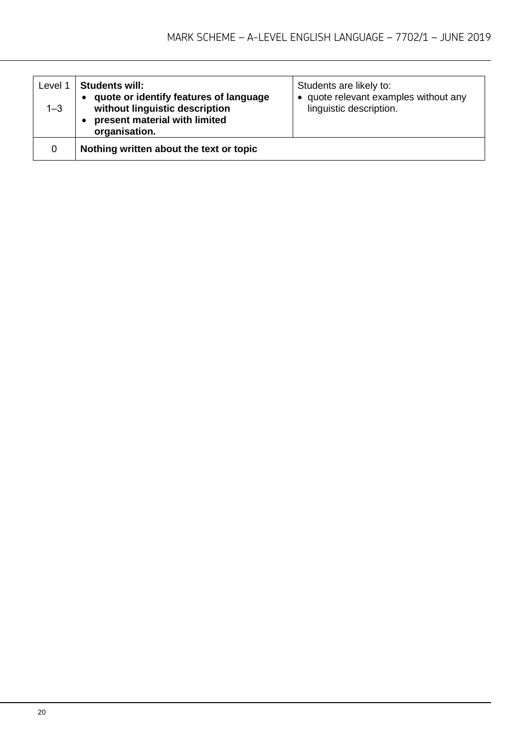| Level 1<br><br>1–3 | **Students will:**<br>• **quote or identify features of language without linguistic description**<br>• **present material with limited organisation.** | Students are likely to:<br>• quote relevant examples without any linguistic description. |
|---|---|---|
| 0 | **Nothing written about the text or topic** | |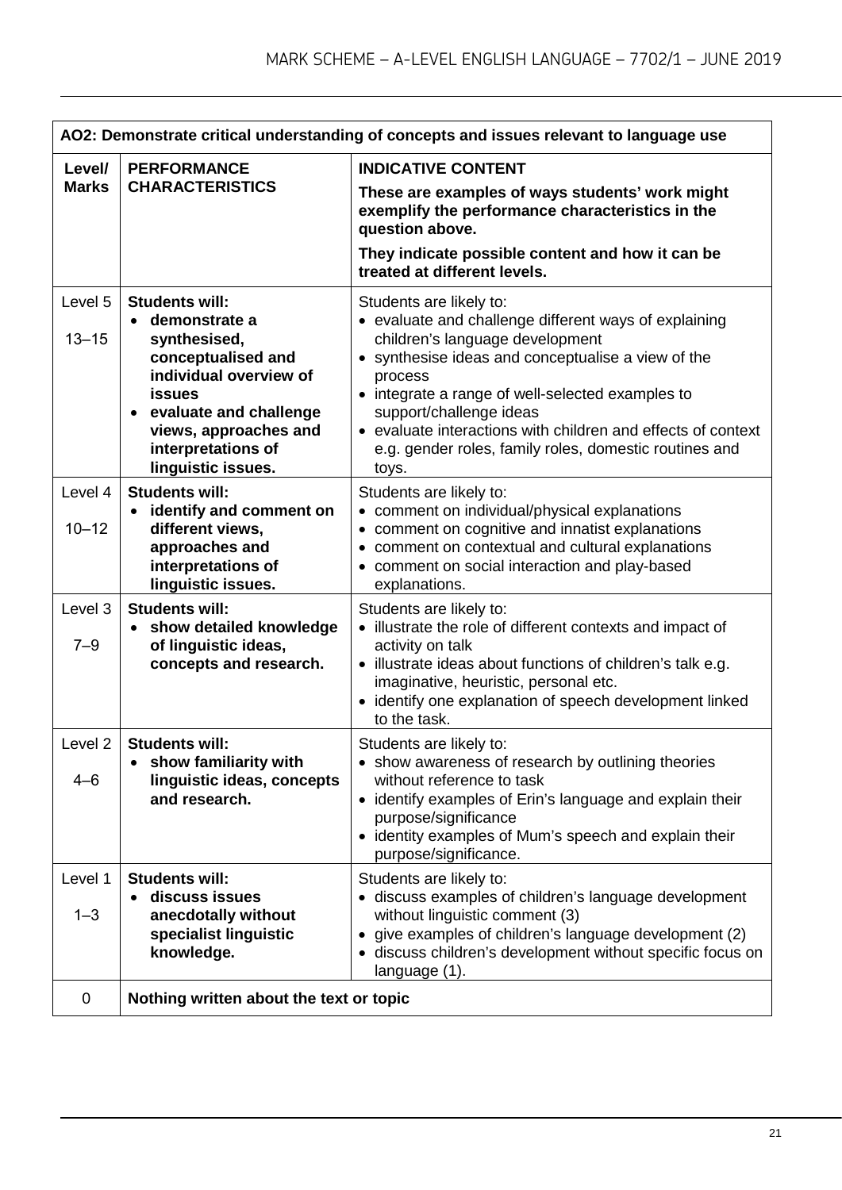| AO2: Demonstrate critical understanding of concepts and issues relevant to language use | | |
|---|---|---|
| **Level/ Marks** | **PERFORMANCE CHARACTERISTICS** | **INDICATIVE CONTENT**<br>**These are examples of ways students' work might exemplify the performance characteristics in the question above.**<br>**They indicate possible content and how it can be treated at different levels.** |
| Level 5<br>13–15 | **Students will:**<br>• **demonstrate a synthesised, conceptualised and individual overview of issues**<br>• **evaluate and challenge views, approaches and interpretations of linguistic issues.** | Students are likely to:<br>• evaluate and challenge different ways of explaining children's language development<br>• synthesise ideas and conceptualise a view of the process<br>• integrate a range of well-selected examples to support/challenge ideas<br>• evaluate interactions with children and effects of context e.g. gender roles, family roles, domestic routines and toys. |
| Level 4<br>10–12 | **Students will:**<br>• **identify and comment on different views, approaches and interpretations of linguistic issues.** | Students are likely to:<br>• comment on individual/physical explanations<br>• comment on cognitive and innatist explanations<br>• comment on contextual and cultural explanations<br>• comment on social interaction and play-based explanations. |
| Level 3<br>7–9 | **Students will:**<br>• **show detailed knowledge of linguistic ideas, concepts and research.** | Students are likely to:<br>• illustrate the role of different contexts and impact of activity on talk<br>• illustrate ideas about functions of children's talk e.g. imaginative, heuristic, personal etc.<br>• identify one explanation of speech development linked to the task. |
| Level 2<br>4–6 | **Students will:**<br>• **show familiarity with linguistic ideas, concepts and research.** | Students are likely to:<br>• show awareness of research by outlining theories without reference to task<br>• identify examples of Erin's language and explain their purpose/significance<br>• identity examples of Mum's speech and explain their purpose/significance. |
| Level 1<br>1–3 | **Students will:**<br>• **discuss issues anecdotally without specialist linguistic knowledge.** | Students are likely to:<br>• discuss examples of children's language development without linguistic comment (3)<br>• give examples of children's language development (2)<br>• discuss children's development without specific focus on language (1). |
| 0 | **Nothing written about the text or topic** | |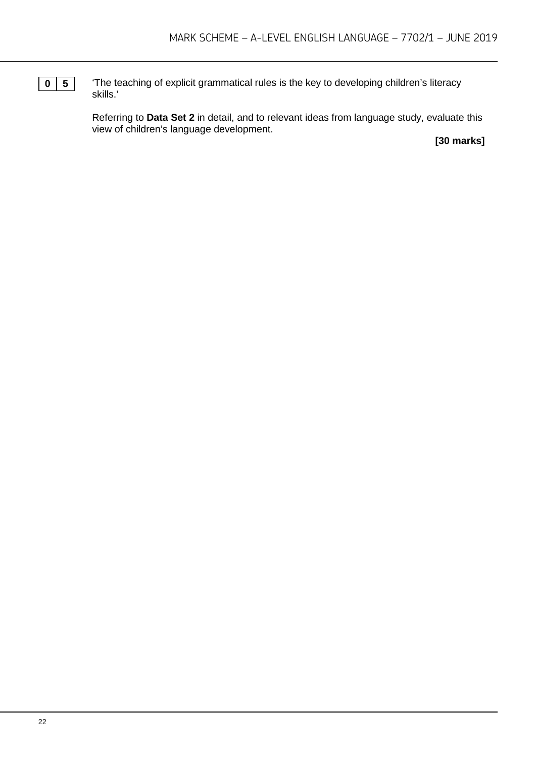**0 5** ‘The teaching of explicit grammatical rules is the key to developing children’s literacy skills.’

Referring to **Data Set 2** in detail, and to relevant ideas from language study, evaluate this view of children’s language development.

**[30 marks]**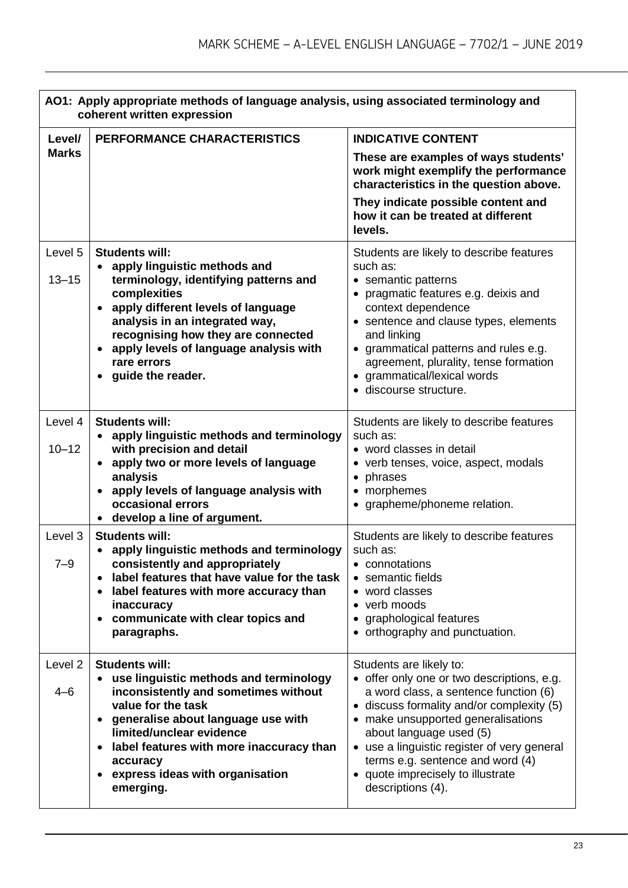| **AO1: Apply appropriate methods of language analysis, using associated terminology and coherent written expression** | | |
|---|---|---|
| **Level/ Marks** | **PERFORMANCE CHARACTERISTICS** | **INDICATIVE CONTENT**<br>**These are examples of ways students' work might exemplify the performance characteristics in the question above.**<br>**They indicate possible content and how it can be treated at different levels.** |
| Level 5<br>13–15 | **Students will:**<br>• **apply linguistic methods and terminology, identifying patterns and complexities**<br>• **apply different levels of language analysis in an integrated way, recognising how they are connected**<br>• **apply levels of language analysis with rare errors**<br>• **guide the reader.** | Students are likely to describe features such as:<br>• semantic patterns<br>• pragmatic features e.g. deixis and context dependence<br>• sentence and clause types, elements and linking<br>• grammatical patterns and rules e.g. agreement, plurality, tense formation<br>• grammatical/lexical words<br>• discourse structure. |
| Level 4<br>10–12 | **Students will:**<br>• **apply linguistic methods and terminology with precision and detail**<br>• **apply two or more levels of language analysis**<br>• **apply levels of language analysis with occasional errors**<br>• **develop a line of argument.** | Students are likely to describe features such as:<br>• word classes in detail<br>• verb tenses, voice, aspect, modals<br>• phrases<br>• morphemes<br>• grapheme/phoneme relation. |
| Level 3<br>7–9 | **Students will:**<br>• **apply linguistic methods and terminology consistently and appropriately**<br>• **label features that have value for the task**<br>• **label features with more accuracy than inaccuracy**<br>• **communicate with clear topics and paragraphs.** | Students are likely to describe features such as:<br>• connotations<br>• semantic fields<br>• word classes<br>• verb moods<br>• graphological features<br>• orthography and punctuation. |
| Level 2<br>4–6 | **Students will:**<br>• **use linguistic methods and terminology inconsistently and sometimes without value for the task**<br>• **generalise about language use with limited/unclear evidence**<br>• **label features with more inaccuracy than accuracy**<br>• **express ideas with organisation emerging.** | Students are likely to:<br>• offer only one or two descriptions, e.g. a word class, a sentence function (6)<br>• discuss formality and/or complexity (5)<br>• make unsupported generalisations about language used (5)<br>• use a linguistic register of very general terms e.g. sentence and word (4)<br>• quote imprecisely to illustrate descriptions (4). |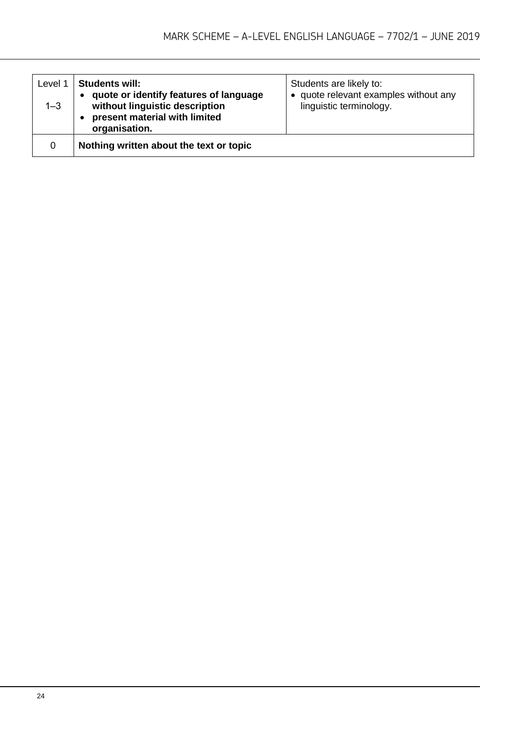| | | |
|---|---|---|
| Level 1<br><br>1–3 | **Students will:**<br>• **quote or identify features of language without linguistic description**<br>• **present material with limited organisation.** | Students are likely to:<br>• quote relevant examples without any linguistic terminology. |
| 0 | **Nothing written about the text or topic** | |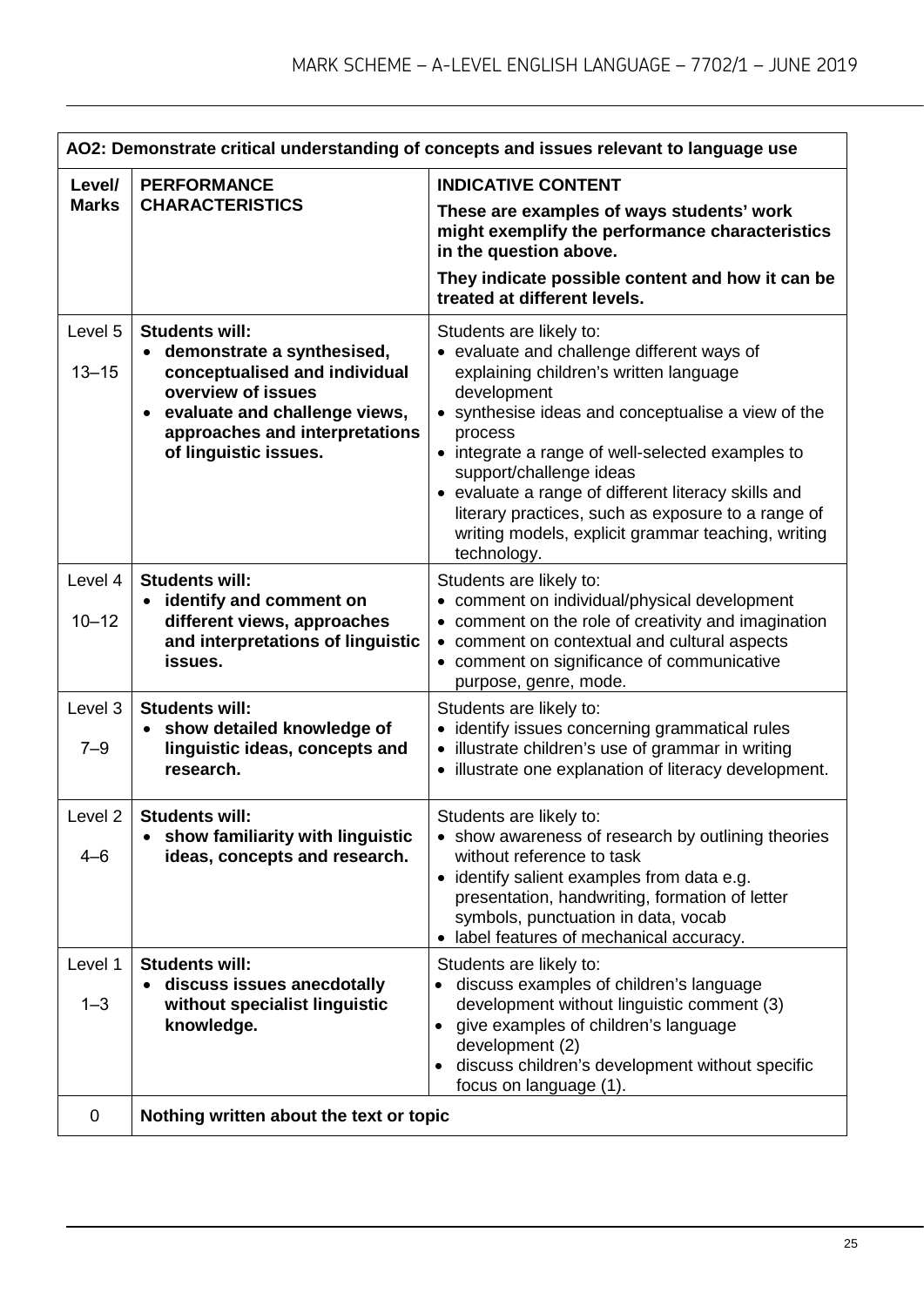| AO2: Demonstrate critical understanding of concepts and issues relevant to language use | | |
|---|---|---|
| **Level/ Marks** | **PERFORMANCE CHARACTERISTICS** | **INDICATIVE CONTENT** <br> **These are examples of ways students' work might exemplify the performance characteristics in the question above.** <br> **They indicate possible content and how it can be treated at different levels.** |
| Level 5 <br> 13–15 | **Students will:** <br> • **demonstrate a synthesised, conceptualised and individual overview of issues** <br> • **evaluate and challenge views, approaches and interpretations of linguistic issues.** | Students are likely to: <br> • evaluate and challenge different ways of explaining children's written language development <br> • synthesise ideas and conceptualise a view of the process <br> • integrate a range of well-selected examples to support/challenge ideas <br> • evaluate a range of different literacy skills and literary practices, such as exposure to a range of writing models, explicit grammar teaching, writing technology. |
| Level 4 <br> 10–12 | **Students will:** <br> • **identify and comment on different views, approaches and interpretations of linguistic issues.** | Students are likely to: <br> • comment on individual/physical development <br> • comment on the role of creativity and imagination <br> • comment on contextual and cultural aspects <br> • comment on significance of communicative purpose, genre, mode. |
| Level 3 <br> 7–9 | **Students will:** <br> • **show detailed knowledge of linguistic ideas, concepts and research.** | Students are likely to: <br> • identify issues concerning grammatical rules <br> • illustrate children's use of grammar in writing <br> • illustrate one explanation of literacy development. |
| Level 2 <br> 4–6 | **Students will:** <br> • **show familiarity with linguistic ideas, concepts and research.** | Students are likely to: <br> • show awareness of research by outlining theories without reference to task <br> • identify salient examples from data e.g. presentation, handwriting, formation of letter symbols, punctuation in data, vocab <br> • label features of mechanical accuracy. |
| Level 1 <br> 1–3 | **Students will:** <br> • **discuss issues anecdotally without specialist linguistic knowledge.** | Students are likely to: <br> • discuss examples of children's language development without linguistic comment (3) <br> • give examples of children's language development (2) <br> • discuss children's development without specific focus on language (1). |
| 0 | **Nothing written about the text or topic** | |